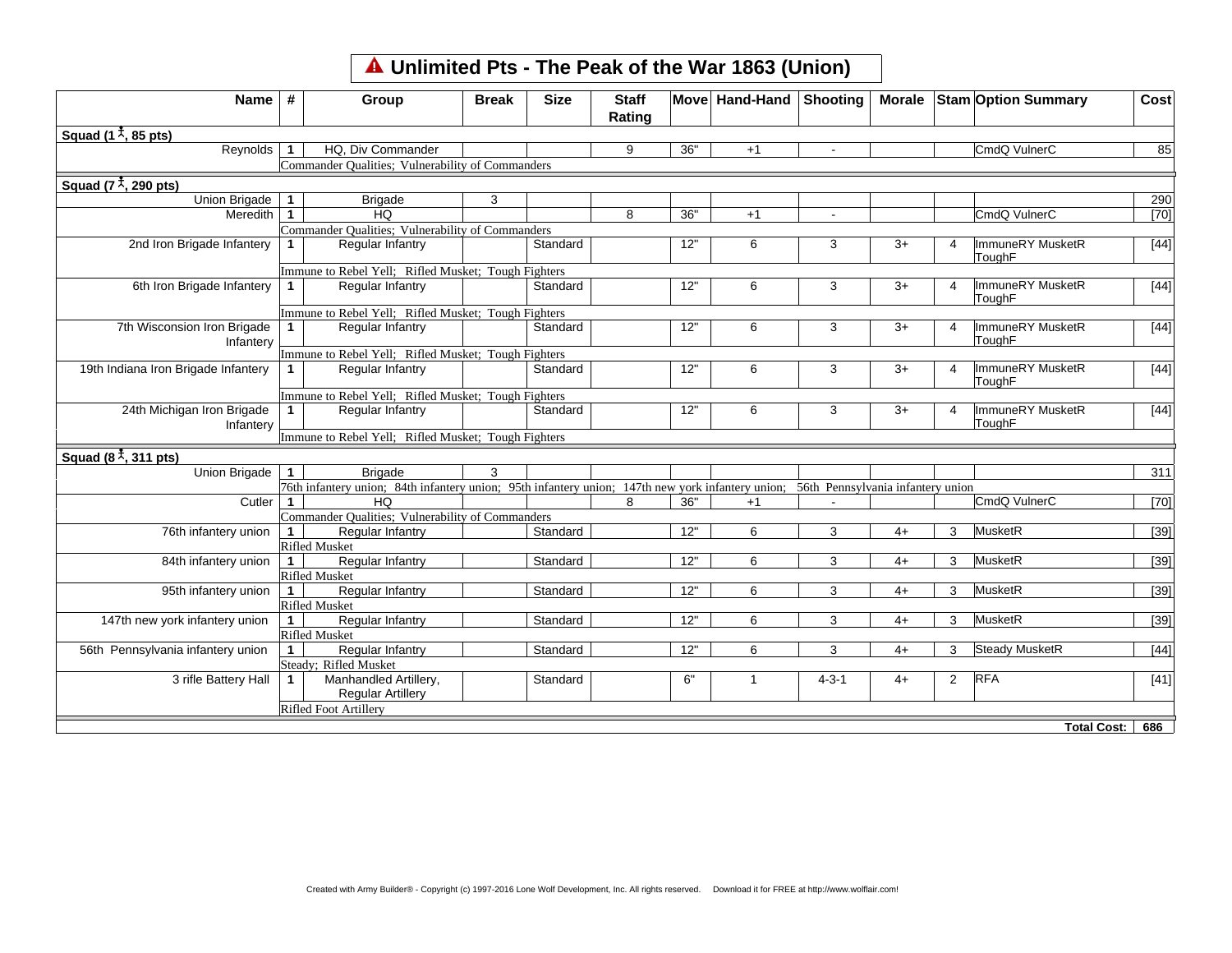# ⚠ Unlimited Pts - The Peak of the War 1863 (Union)

| Name | # | Group | Break | Size | Staff Rating | Move | Hand-Hand | Shooting | Morale | Stam | Option Summary | Cost |
|---|---|---|---|---|---|---|---|---|---|---|---|---|
| **Squad (1, 85 pts)** | | | | | | | | | | | | |
| Reynolds | 1 | HQ, Div Commander | | | 9 | 36" | +1 | - | | | CmdQ VulnerC | 85 |
| | | Commander Qualities; Vulnerability of Commanders | | | | | | | | | | |
| **Squad (7, 290 pts)** | | | | | | | | | | | | |
| Union Brigade | 1 | Brigade | 3 | | | | | | | | | 290 |
| Meredith | 1 | HQ | | | 8 | 36" | +1 | - | | | CmdQ VulnerC | [70] |
| | | Commander Qualities; Vulnerability of Commanders | | | | | | | | | | |
| 2nd Iron Brigade Infantery | 1 | Regular Infantry | | Standard | | 12" | 6 | 3 | 3+ | 4 | ImmuneRY MusketR ToughF | [44] |
| | | Immune to Rebel Yell; Rifled Musket; Tough Fighters | | | | | | | | | | |
| 6th Iron Brigade Infantery | 1 | Regular Infantry | | Standard | | 12" | 6 | 3 | 3+ | 4 | ImmuneRY MusketR ToughF | [44] |
| | | Immune to Rebel Yell; Rifled Musket; Tough Fighters | | | | | | | | | | |
| 7th Wisconsion Iron Brigade Infantery | 1 | Regular Infantry | | Standard | | 12" | 6 | 3 | 3+ | 4 | ImmuneRY MusketR ToughF | [44] |
| | | Immune to Rebel Yell; Rifled Musket; Tough Fighters | | | | | | | | | | |
| 19th Indiana Iron Brigade Infantery | 1 | Regular Infantry | | Standard | | 12" | 6 | 3 | 3+ | 4 | ImmuneRY MusketR ToughF | [44] |
| | | Immune to Rebel Yell; Rifled Musket; Tough Fighters | | | | | | | | | | |
| 24th Michigan Iron Brigade Infantery | 1 | Regular Infantry | | Standard | | 12" | 6 | 3 | 3+ | 4 | ImmuneRY MusketR ToughF | [44] |
| | | Immune to Rebel Yell; Rifled Musket; Tough Fighters | | | | | | | | | | |
| **Squad (8, 311 pts)** | | | | | | | | | | | | |
| Union Brigade | 1 | Brigade | 3 | | | | | | | | | 311 |
| | | 76th infantery union; 84th infantery union; 95th infantery union; 147th new york infantery union; 56th Pennsylvania infantery union | | | | | | | | | | |
| Cutler | 1 | HQ | | | 8 | 36" | +1 | - | | | CmdQ VulnerC | [70] |
| | | Commander Qualities; Vulnerability of Commanders | | | | | | | | | | |
| 76th infantery union | 1 | Regular Infantry | | Standard | | 12" | 6 | 3 | 4+ | 3 | MusketR | [39] |
| | | Rifled Musket | | | | | | | | | | |
| 84th infantery union | 1 | Regular Infantry | | Standard | | 12" | 6 | 3 | 4+ | 3 | MusketR | [39] |
| | | Rifled Musket | | | | | | | | | | |
| 95th infantery union | 1 | Regular Infantry | | Standard | | 12" | 6 | 3 | 4+ | 3 | MusketR | [39] |
| | | Rifled Musket | | | | | | | | | | |
| 147th new york infantery union | 1 | Regular Infantry | | Standard | | 12" | 6 | 3 | 4+ | 3 | MusketR | [39] |
| | | Rifled Musket | | | | | | | | | | |
| 56th Pennsylvania infantery union | 1 | Regular Infantry | | Standard | | 12" | 6 | 3 | 4+ | 3 | Steady MusketR | [44] |
| | | Steady; Rifled Musket | | | | | | | | | | |
| 3 rifle Battery Hall | 1 | Manhandled Artillery, Regular Artillery | | Standard | | 6" | 1 | 4-3-1 | 4+ | 2 | RFA | [41] |
| | | Rifled Foot Artillery | | | | | | | | | | |
| | | | | | | | | | | | **Total Cost:** | **686** |

Created with Army Builder® - Copyright (c) 1997-2016 Lone Wolf Development, Inc. All rights reserved. Download it for FREE at http://www.wolflair.com!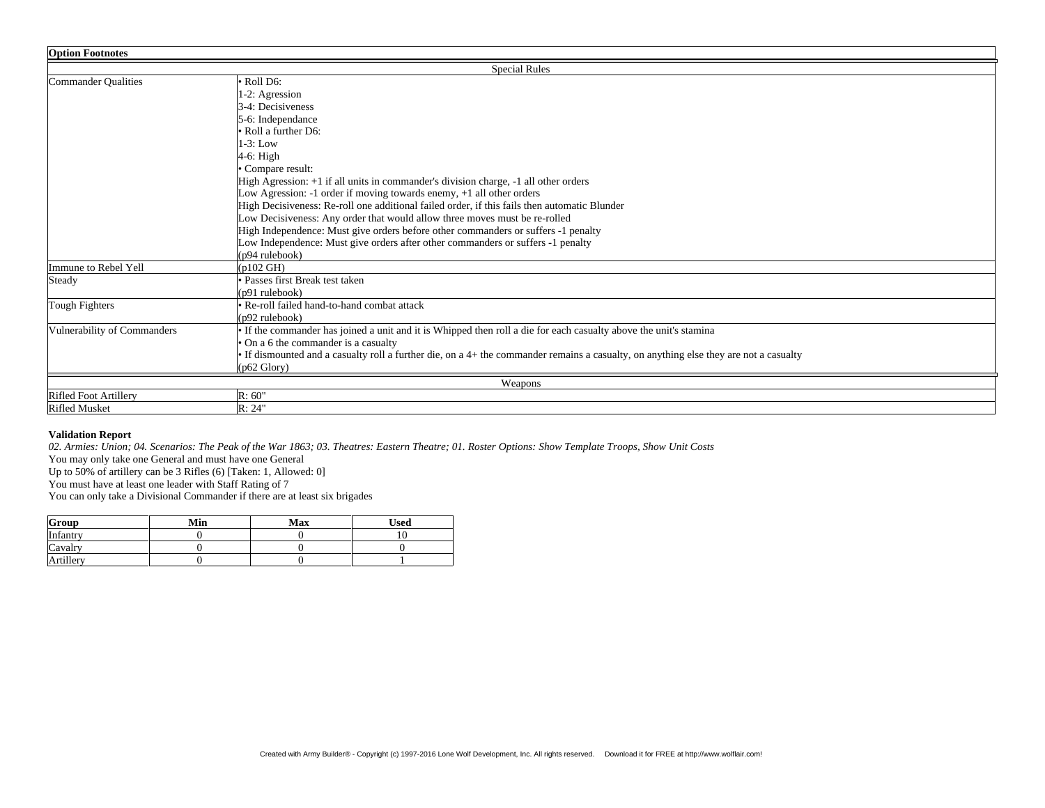**Option Footnotes**

| | |
|---|---|
| | Special Rules |
| Commander Qualities | • Roll D6:<br>1-2: Agression<br>3-4: Decisiveness<br>5-6: Independance<br>• Roll a further D6:<br>1-3: Low<br>4-6: High<br>• Compare result:<br>High Agression: +1 if all units in commander's division charge, -1 all other orders<br>Low Agression: -1 order if moving towards enemy, +1 all other orders<br>High Decisiveness: Re-roll one additional failed order, if this fails then automatic Blunder<br>Low Decisiveness: Any order that would allow three moves must be re-rolled<br>High Independence: Must give orders before other commanders or suffers -1 penalty<br>Low Independence: Must give orders after other commanders or suffers -1 penalty<br>(p94 rulebook) |
| Immune to Rebel Yell | (p102 GH) |
| Steady | • Passes first Break test taken<br>(p91 rulebook) |
| Tough Fighters | • Re-roll failed hand-to-hand combat attack<br>(p92 rulebook) |
| Vulnerability of Commanders | • If the commander has joined a unit and it is Whipped then roll a die for each casualty above the unit's stamina<br>• On a 6 the commander is a casualty<br>• If dismounted and a casualty roll a further die, on a 4+ the commander remains a casualty, on anything else they are not a casualty<br>(p62 Glory) |
| | Weapons |
| Rifled Foot Artillery | R: 60" |
| Rifled Musket | R: 24" |

**Validation Report**

*02. Armies: Union; 04. Scenarios: The Peak of the War 1863; 03. Theatres: Eastern Theatre; 01. Roster Options: Show Template Troops, Show Unit Costs*

You may only take one General and must have one General

Up to 50% of artillery can be 3 Rifles (6) [Taken: 1, Allowed: 0]

You must have at least one leader with Staff Rating of 7

You can only take a Divisional Commander if there are at least six brigades

| Group | Min | Max | Used |
|---|---|---|---|
| Infantry | 0 | 0 | 10 |
| Cavalry | 0 | 0 | 0 |
| Artillery | 0 | 0 | 1 |